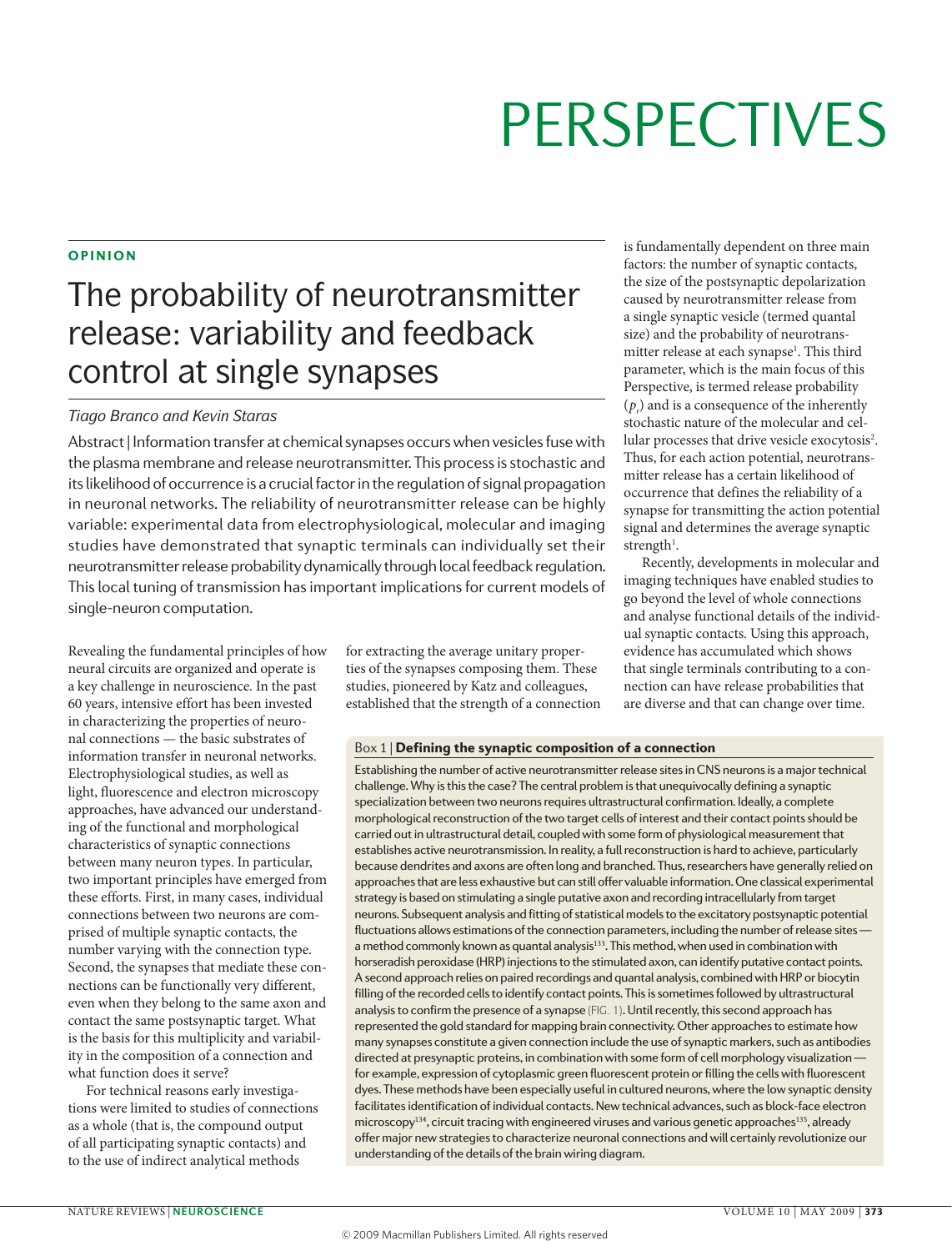# PERSPECTIVES

**OPINION**

# The probability of neurotransmitter release: variability and feedback control at single synapses

*Tiago Branco and Kevin Staras*

Abstract | Information transfer at chemical synapses occurs when vesicles fuse with the plasma membrane and release neurotransmitter. This process is stochastic and its likelihood of occurrence is a crucial factor in the regulation of signal propagation in neuronal networks. The reliability of neurotransmitter release can be highly variable: experimental data from electrophysiological, molecular and imaging studies have demonstrated that synaptic terminals can individually set their neurotransmitter release probability dynamically through local feedback regulation. This local tuning of transmission has important implications for current models of single-neuron computation.

Revealing the fundamental principles of how neural circuits are organized and operate is a key challenge in neuroscience. In the past 60 years, intensive effort has been invested in characterizing the properties of neuronal connections — the basic substrates of information transfer in neuronal networks. Electrophysiological studies, as well as light, fluorescence and electron microscopy approaches, have advanced our understanding of the functional and morphological characteristics of synaptic connections between many neuron types. In particular, two important principles have emerged from these efforts. First, in many cases, individual connections between two neurons are comprised of multiple synaptic contacts, the number varying with the connection type. Second, the synapses that mediate these connections can be functionally very different, even when they belong to the same axon and contact the same postsynaptic target. What is the basis for this multiplicity and variability in the composition of a connection and what function does it serve?

For technical reasons early investigations were limited to studies of connections as a whole (that is, the compound output of all participating synaptic contacts) and to the use of indirect analytical methods for extracting the average unitary properties of the synapses composing them. These studies, pioneered by Katz and colleagues, established that the strength of a connection is fundamentally dependent on three main factors: the number of synaptic contacts, the size of the postsynaptic depolarization caused by neurotransmitter release from a single synaptic vesicle (termed quantal size) and the probability of neurotransmitter release at each synapse[1]. This third parameter, which is the main focus of this Perspective, is termed release probability ($p_r$) and is a consequence of the inherently stochastic nature of the molecular and cellular processes that drive vesicle exocytosis[2]. Thus, for each action potential, neurotransmitter release has a certain likelihood of occurrence that defines the reliability of a synapse for transmitting the action potential signal and determines the average synaptic strength[1].

Recently, developments in molecular and imaging techniques have enabled studies to go beyond the level of whole connections and analyse functional details of the individual synaptic contacts. Using this approach, evidence has accumulated which shows that single terminals contributing to a connection can have release probabilities that are diverse and that can change over time.

### Box 1 | Defining the synaptic composition of a connection

Establishing the number of active neurotransmitter release sites in CNS neurons is a major technical challenge. Why is this the case? The central problem is that unequivocally defining a synaptic specialization between two neurons requires ultrastructural confirmation. Ideally, a complete morphological reconstruction of the two target cells of interest and their contact points should be carried out in ultrastructural detail, coupled with some form of physiological measurement that establishes active neurotransmission. In reality, a full reconstruction is hard to achieve, particularly because dendrites and axons are often long and branched. Thus, researchers have generally relied on approaches that are less exhaustive but can still offer valuable information. One classical experimental strategy is based on stimulating a single putative axon and recording intracellularly from target neurons. Subsequent analysis and fitting of statistical models to the excitatory postsynaptic potential fluctuations allows estimations of the connection parameters, including the number of release sites — a method commonly known as quantal analysis[133]. This method, when used in combination with horseradish peroxidase (HRP) injections to the stimulated axon, can identify putative contact points. A second approach relies on paired recordings and quantal analysis, combined with HRP or biocytin filling of the recorded cells to identify contact points. This is sometimes followed by ultrastructural analysis to confirm the presence of a synapse (FIG. 1). Until recently, this second approach has represented the gold standard for mapping brain connectivity. Other approaches to estimate how many synapses constitute a given connection include the use of synaptic markers, such as antibodies directed at presynaptic proteins, in combination with some form of cell morphology visualization — for example, expression of cytoplasmic green fluorescent protein or filling the cells with fluorescent dyes. These methods have been especially useful in cultured neurons, where the low synaptic density facilitates identification of individual contacts. New technical advances, such as block-face electron microscopy[134], circuit tracing with engineered viruses and various genetic approaches[135], already offer major new strategies to characterize neuronal connections and will certainly revolutionize our understanding of the details of the brain wiring diagram.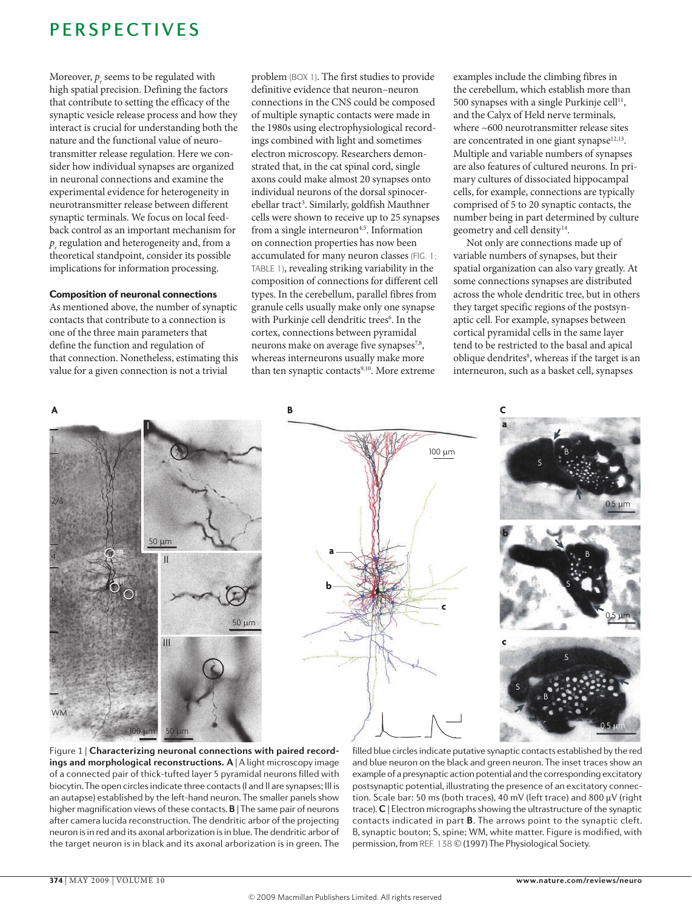Moreover, $p_r$ seems to be regulated with high spatial precision. Defining the factors that contribute to setting the efficacy of the synaptic vesicle release process and how they interact is crucial for understanding both the nature and the functional value of neurotransmitter release regulation. Here we consider how individual synapses are organized in neuronal connections and examine the experimental evidence for heterogeneity in neurotransmitter release between different synaptic terminals. We focus on local feedback control as an important mechanism for $p_r$ regulation and heterogeneity and, from a theoretical standpoint, consider its possible implications for information processing.

### Composition of neuronal connections

As mentioned above, the number of synaptic contacts that contribute to a connection is one of the three main parameters that define the function and regulation of that connection. Nonetheless, estimating this value for a given connection is not a trivial problem (BOX 1). The first studies to provide definitive evidence that neuron–neuron connections in the CNS could be composed of multiple synaptic contacts were made in the 1980s using electrophysiological recordings combined with light and sometimes electron microscopy. Researchers demonstrated that, in the cat spinal cord, single axons could make almost 20 synapses onto individual neurons of the dorsal spinocerebellar tract[3]. Similarly, goldfish Mauthner cells were shown to receive up to 25 synapses from a single interneuron[4,5]. Information on connection properties has now been accumulated for many neuron classes (FIG. 1; TABLE 1), revealing striking variability in the composition of connections for different cell types. In the cerebellum, parallel fibres from granule cells usually make only one synapse with Purkinje cell dendritic trees[6]. In the cortex, connections between pyramidal neurons make on average five synapses[7,8], whereas interneurons usually make more than ten synaptic contacts[9,10]. More extreme examples include the climbing fibres in the cerebellum, which establish more than 500 synapses with a single Purkinje cell[11], and the Calyx of Held nerve terminals, where ~600 neurotransmitter release sites are concentrated in one giant synapse[12,13]. Multiple and variable numbers of synapses are also features of cultured neurons. In primary cultures of dissociated hippocampal cells, for example, connections are typically comprised of 5 to 20 synaptic contacts, the number being in part determined by culture geometry and cell density[14].

Not only are connections made up of variable numbers of synapses, but their spatial organization can also vary greatly. At some connections synapses are distributed across the whole dendritic tree, but in others they target specific regions of the postsynaptic cell. For example, synapses between cortical pyramidal cells in the same layer tend to be restricted to the basal and apical oblique dendrites[8], whereas if the target is an interneuron, such as a basket cell, synapses

Figure 1 | **Characterizing neuronal connections with paired recordings and morphological reconstructions. A** | A light microscopy image of a connected pair of thick-tufted layer 5 pyramidal neurons filled with biocytin. The open circles indicate three contacts (I and II are synapses; III is an autapse) established by the left-hand neuron. The smaller panels show higher magnification views of these contacts. **B** | The same pair of neurons after camera lucida reconstruction. The dendritic arbor of the projecting neuron is in red and its axonal arborization is in blue. The dendritic arbor of the target neuron is in black and its axonal arborization is in green. The filled blue circles indicate putative synaptic contacts established by the red and blue neuron on the black and green neuron. The inset traces show an example of a presynaptic action potential and the corresponding excitatory postsynaptic potential, illustrating the presence of an excitatory connection. Scale bar: 50 ms (both traces), 40 mV (left trace) and 800 µV (right trace). **C** | Electron micrographs showing the ultrastructure of the synaptic contacts indicated in part **B**. The arrows point to the synaptic cleft. B, synaptic bouton; S, spine; WM, white matter. Figure is modified, with permission, from REF. 138 © (1997) The Physiological Society.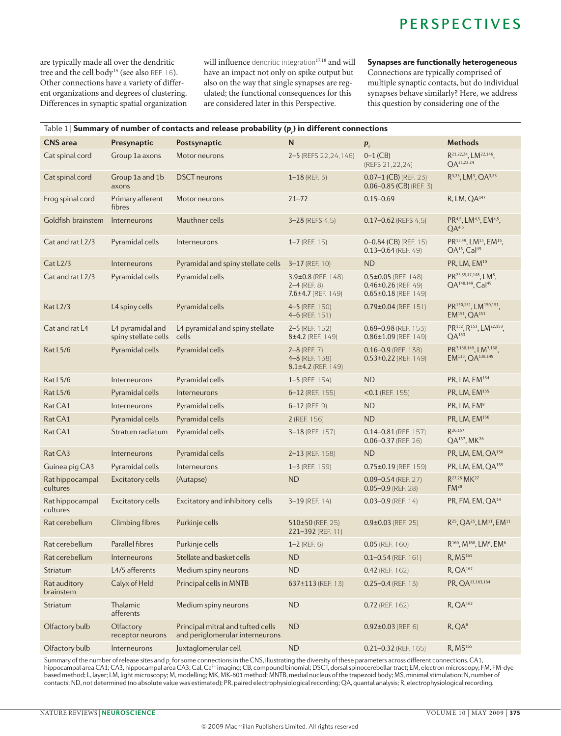are typically made all over the dendritic tree and the cell body[15] (see also REF. 16). Other connections have a variety of different organizations and degrees of clustering. Differences in synaptic spatial organization will influence dendritic integration[17,18] and will have an impact not only on spike output but also on the way that single synapses are regulated; the functional consequences for this are considered later in this Perspective.

### Synapses are functionally heterogeneous

Connections are typically comprised of multiple synaptic contacts, but do individual synapses behave similarly? Here, we address this question by considering one of the

Table 1 | **Summary of number of contacts and release probability ($p_r$) in different connections**

| CNS area | Presynaptic | Postsynaptic | N | $p_r$ | Methods |
|---|---|---|---|---|---|
| Cat spinal cord | Group 1a axons | Motor neurons | 2–5 (REFS 22,24,146) | 0–1 (CB) (REFS 21,22,24) | R[21,22,24], LM[22,146], QA[21,22,24] |
| Cat spinal cord | Group 1a and 1b axons | DSCT neurons | 1–18 (REF. 3) | 0.07–1 (CB) (REF. 23) 0.06–0.85 (CB) (REF. 3) | R[3,23], LM[3], QA[3,23] |
| Frog spinal cord | Primary afferent fibres | Motor neurons | 21–72 | 0.15–0.69 | R, LM, QA[147] |
| Goldfish brainstem | Interneurons | Mauthner cells | 3–28 (REFS 4,5) | 0.17–0.62 (REFS 4,5) | PR[4,5], LM[4,5], EM[4,5], QA[4,5] |
| Cat and rat L2/3 | Pyramidal cells | Interneurons | 1–7 (REF. 15) | 0–0.84 (CB) (REF. 15) 0.13–0.64 (REF. 49) | PR[15,49], LM[15], EM[15], QA[15], CaI[49] |
| Cat L2/3 | Interneurons | Pyramidal and spiny stellate cells | 3–17 (REF. 10) | ND | PR, LM, EM[10] |
| Cat and rat L2/3 | Pyramidal cells | Pyramidal cells | 3.9±0.8 (REF. 148) 2–4 (REF. 8) 7.6±4.7 (REF. 149) | 0.5±0.05 (REF. 148) 0.46±0.26 (REF. 49) 0.65±0.18 (REF. 149) | PR[25,35,42,148], LM[8], QA[148,149], CaI[49] |
| Rat L2/3 | L4 spiny cells | Pyramidal cells | 4–5 (REF. 150) 4–6 (REF. 151) | 0.79±0.04 (REF. 151) | PR[150,151], LM[150,151], EM[151], QA[151] |
| Cat and rat L4 | L4 pyramidal and spiny stellate cells | L4 pyramidal and spiny stellate cells | 2–5 (REF. 152) 8±4.2 (REF. 149) | 0.69–0.98 (REF. 153) 0.86±1.09 (REF. 149) | PR[152], R[153], LM[22,153], QA[153] |
| Rat L5/6 | Pyramidal cells | Pyramidal cells | 2–8 (REF. 7) 4–8 (REF. 138) 8.1±4.2 (REF. 149) | 0.16–0.9 (REF. 138) 0.53±0.22 (REF. 149) | PR[7,138,149], LM[7,138], EM[138], QA[138,149] |
| Rat L5/6 | Interneurons | Pyramidal cells | 1–5 (REF. 154) | ND | PR, LM, EM[154] |
| Rat L5/6 | Pyramidal cells | Interneurons | 6–12 (REF. 155) | <0.1 (REF. 155) | PR, LM, EM[155] |
| Rat CA1 | Interneurons | Pyramidal cells | 6–12 (REF. 9) | ND | PR, LM, EM[9] |
| Rat CA1 | Pyramidal cells | Pyramidal cells | 2 (REF. 156) | ND | PR, LM, EM[156] |
| Rat CA1 | Stratum radiatum | Pyramidal cells | 3–18 (REF. 157) | 0.14–0.81 (REF. 157) 0.06–0.37 (REF. 26) | R[26,157] QA[157], MK[26] |
| Rat CA3 | Interneurons | Pyramidal cells | 2–13 (REF. 158) | ND | PR, LM, EM, QA[158] |
| Guinea pig CA3 | Pyramidal cells | Interneurons | 1–3 (REF. 159) | 0.75±0.19 (REF. 159) | PR, LM, EM, QA[159] |
| Rat hippocampal cultures | Excitatory cells | (Autapse) | ND | 0.09–0.54 (REF. 27) 0.05–0.9 (REF. 28) | R[27,28] MK[27] FM[28] |
| Rat hippocampal cultures | Excitatory cells | Excitatory and inhibitory cells | 3–19 (REF. 14) | 0.03–0.9 (REF. 14) | PR, FM, EM, QA[14] |
| Rat cerebellum | Climbing fibres | Purkinje cells | 510±50 (REF. 25) 221–392 (REF. 11) | 0.9±0.03 (REF. 25) | R[25], QA[25], LM[11], EM[11] |
| Rat cerebellum | Parallel fibres | Purkinje cells | 1–2 (REF. 6) | 0.05 (REF. 160) | R[160], M[160], LM[6], EM[6] |
| Rat cerebellum | Interneurons | Stellate and basket cells | ND | 0.1–0.54 (REF. 161) | R, MS[161] |
| Striatum | L4/5 afferents | Medium spiny neurons | ND | 0.42 (REF. 162) | R, QA[162] |
| Rat auditory brainstem | Calyx of Held | Principal cells in MNTB | 637±113 (REF. 13) | 0.25–0.4 (REF. 13) | PR, QA[13,163,164] |
| Striatum | Thalamic afferents | Medium spiny neurons | ND | 0.72 (REF. 162) | R, QA[162] |
| Olfactory bulb | Olfactory receptor neurons | Principal mitral and tufted cells and periglomerular interneurons | ND | 0.92±0.03 (REF. 6) | R, QA[6] |
| Olfactory bulb | Interneurons | Juxtaglomerular cell | ND | 0.21–0.32 (REF. 165) | R, MS[165] |

Summary of the number of release sites and $p_r$ for some connections in the CNS, illustrating the diversity of these parameters across different connections. CA1, hippocampal area CA1; CA3, hippocampal area CA3; CaI, $Ca^{2+}$ imaging; CB, compound binomial; DSCT, dorsal spinocerebellar tract; EM, electron microscopy; FM, FM-dye based method; L, layer; LM, light microscopy; M, modelling; MK, MK-801 method; MNTB, medial nucleus of the trapezoid body; MS, minimal stimulation; N, number of contacts; ND, not determined (no absolute value was estimated); PR, paired electrophysiological recording; QA, quantal analysis; R, electrophysiological recording.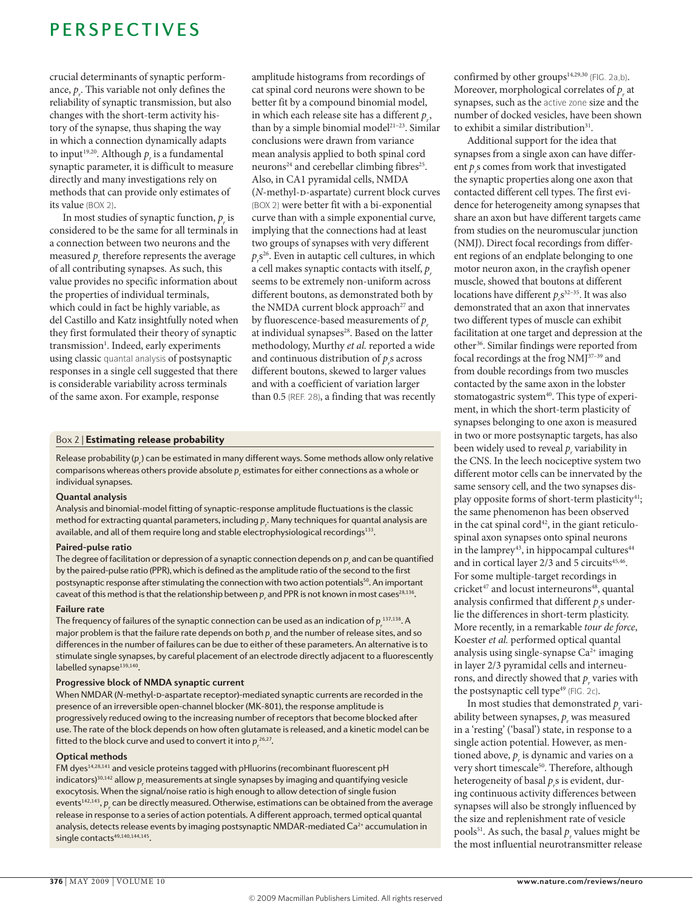crucial determinants of synaptic performance, $p_r$. This variable not only defines the reliability of synaptic transmission, but also changes with the short-term activity history of the synapse, thus shaping the way in which a connection dynamically adapts to input[19,20]. Although $p_r$ is a fundamental synaptic parameter, it is difficult to measure directly and many investigations rely on methods that can provide only estimates of its value (BOX 2).

In most studies of synaptic function, $p_r$ is considered to be the same for all terminals in a connection between two neurons and the measured $p_r$ therefore represents the average of all contributing synapses. As such, this value provides no specific information about the properties of individual terminals, which could in fact be highly variable, as del Castillo and Katz insightfully noted when they first formulated their theory of synaptic transmission[1]. Indeed, early experiments using classic quantal analysis of postsynaptic responses in a single cell suggested that there is considerable variability across terminals of the same axon. For example, response amplitude histograms from recordings of cat spinal cord neurons were shown to be better fit by a compound binomial model, in which each release site has a different $p_r$, than by a simple binomial model[21–23]. Similar conclusions were drawn from variance mean analysis applied to both spinal cord neurons[24] and cerebellar climbing fibres[25]. Also, in CA1 pyramidal cells, NMDA (*N*-methyl-D-aspartate) current block curves (BOX 2) were better fit with a bi-exponential curve than with a simple exponential curve, implying that the connections had at least two groups of synapses with very different $p_r$s[26]. Even in autaptic cell cultures, in which a cell makes synaptic contacts with itself, $p_r$ seems to be extremely non-uniform across different boutons, as demonstrated both by the NMDA current block approach[27] and by fluorescence-based measurements of $p_r$ at individual synapses[28]. Based on the latter methodology, Murthy *et al.* reported a wide and continuous distribution of $p_r$s across different boutons, skewed to larger values and with a coefficient of variation larger than 0.5 (REF. 28), a finding that was recently confirmed by other groups[14,29,30] (FIG. 2a,b). Moreover, morphological correlates of $p_r$ at synapses, such as the active zone size and the number of docked vesicles, have been shown to exhibit a similar distribution[31].

Additional support for the idea that synapses from a single axon can have different $p_r$s comes from work that investigated the synaptic properties along one axon that contacted different cell types. The first evidence for heterogeneity among synapses that share an axon but have different targets came from studies on the neuromuscular junction (NMJ). Direct focal recordings from different regions of an endplate belonging to one motor neuron axon, in the crayfish opener muscle, showed that boutons at different locations have different $p_r$s[32–35]. It was also demonstrated that an axon that innervates two different types of muscle can exhibit facilitation at one target and depression at the other[36]. Similar findings were reported from focal recordings at the frog NMJ[37–39] and from double recordings from two muscles contacted by the same axon in the lobster stomatogastric system[40]. This type of experiment, in which the short-term plasticity of synapses belonging to one axon is measured in two or more postsynaptic targets, has also been widely used to reveal $p_r$ variability in the CNS. In the leech nociceptive system two different motor cells can be innervated by the same sensory cell, and the two synapses display opposite forms of short-term plasticity[41]; the same phenomenon has been observed in the cat spinal cord[42], in the giant reticulospinal axon synapses onto spinal neurons in the lamprey[43], in hippocampal cultures[44] and in cortical layer 2/3 and 5 circuits[45,46]. For some multiple-target recordings in cricket[47] and locust interneurons[48], quantal analysis confirmed that different $p_r$s underlie the differences in short-term plasticity. More recently, in a remarkable *tour de force*, Koester *et al.* performed optical quantal analysis using single-synapse $Ca^{2+}$ imaging in layer 2/3 pyramidal cells and interneurons, and directly showed that $p_r$ varies with the postsynaptic cell type[49] (FIG. 2c).

In most studies that demonstrated $p_r$ variability between synapses, $p_r$ was measured in a 'resting' ('basal') state, in response to a single action potential. However, as mentioned above, $p_r$ is dynamic and varies on a very short timescale[50]. Therefore, although heterogeneity of basal $p_r$s is evident, during continuous activity differences between synapses will also be strongly influenced by the size and replenishment rate of vesicle pools[51]. As such, the basal $p_r$ values might be the most influential neurotransmitter release

## Box 2 | Estimating release probability

Release probability ($p_r$) can be estimated in many different ways. Some methods allow only relative comparisons whereas others provide absolute $p_r$ estimates for either connections as a whole or individual synapses.

**Quantal analysis**

Analysis and binomial-model fitting of synaptic-response amplitude fluctuations is the classic method for extracting quantal parameters, including $p_r$. Many techniques for quantal analysis are available, and all of them require long and stable electrophysiological recordings[133].

**Paired-pulse ratio**

The degree of facilitation or depression of a synaptic connection depends on $p_r$ and can be quantified by the paired-pulse ratio (PPR), which is defined as the amplitude ratio of the second to the first postsynaptic response after stimulating the connection with two action potentials[50]. An important caveat of this method is that the relationship between $p_r$ and PPR is not known in most cases[28,136].

**Failure rate**

The frequency of failures of the synaptic connection can be used as an indication of $p_r$[137,138]. A major problem is that the failure rate depends on both $p_r$ and the number of release sites, and so differences in the number of failures can be due to either of these parameters. An alternative is to stimulate single synapses, by careful placement of an electrode directly adjacent to a fluorescently labelled synapse[139,140].

**Progressive block of NMDA synaptic current**

When NMDAR (*N*-methyl-D-aspartate receptor)-mediated synaptic currents are recorded in the presence of an irreversible open-channel blocker (MK-801), the response amplitude is progressively reduced owing to the increasing number of receptors that become blocked after use. The rate of the block depends on how often glutamate is released, and a kinetic model can be fitted to the block curve and used to convert it into $p_r$[26,27].

**Optical methods**

FM dyes[14,28,141] and vesicle proteins tagged with pHluorins (recombinant fluorescent pH indicators)[30,142] allow $p_r$ measurements at single synapses by imaging and quantifying vesicle exocytosis. When the signal/noise ratio is high enough to allow detection of single fusion events[142,143], $p_r$ can be directly measured. Otherwise, estimations can be obtained from the average release in response to a series of action potentials. A different approach, termed optical quantal analysis, detects release events by imaging postsynaptic NMDAR-mediated $Ca^{2+}$ accumulation in single contacts[49,140,144,145].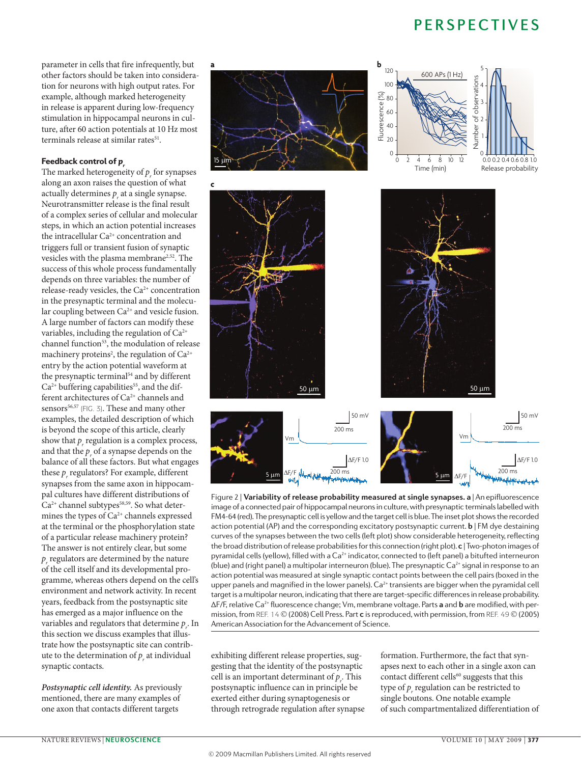parameter in cells that fire infrequently, but other factors should be taken into consideration for neurons with high output rates. For example, although marked heterogeneity in release is apparent during low-frequency stimulation in hippocampal neurons in culture, after 60 action potentials at 10 Hz most terminals release at similar rates[51].

### Feedback control of $p_r$

The marked heterogeneity of $p_r$ for synapses along an axon raises the question of what actually determines $p_r$ at a single synapse. Neurotransmitter release is the final result of a complex series of cellular and molecular steps, in which an action potential increases the intracellular $Ca^{2+}$ concentration and triggers full or transient fusion of synaptic vesicles with the plasma membrane[2,52]. The success of this whole process fundamentally depends on three variables: the number of release-ready vesicles, the $Ca^{2+}$ concentration in the presynaptic terminal and the molecular coupling between $Ca^{2+}$ and vesicle fusion. A large number of factors can modify these variables, including the regulation of $Ca^{2+}$ channel function[53], the modulation of release machinery proteins[2], the regulation of $Ca^{2+}$ entry by the action potential waveform at the presynaptic terminal[54] and by different $Ca^{2+}$ buffering capabilities[55], and the different architectures of $Ca^{2+}$ channels and sensors[56,57] (FIG. 3). These and many other examples, the detailed description of which is beyond the scope of this article, clearly show that $p_r$ regulation is a complex process, and that the $p_r$ of a synapse depends on the balance of all these factors. But what engages these $p_r$ regulators? For example, different synapses from the same axon in hippocampal cultures have different distributions of $Ca^{2+}$ channel subtypes[58,59]. So what determines the types of $Ca^{2+}$ channels expressed at the terminal or the phosphorylation state of a particular release machinery protein? The answer is not entirely clear, but some $p_r$ regulators are determined by the nature of the cell itself and its developmental programme, whereas others depend on the cell's environment and network activity. In recent years, feedback from the postsynaptic site has emerged as a major influence on the variables and regulators that determine $p_r$. In this section we discuss examples that illustrate how the postsynaptic site can contribute to the determination of $p_r$ at individual synaptic contacts.

*Postsynaptic cell identity.* As previously mentioned, there are many examples of one axon that contacts different targets exhibiting different release properties, suggesting that the identity of the postsynaptic cell is an important determinant of $p_r$. This postsynaptic influence can in principle be exerted either during synaptogenesis or through retrograde regulation after synapse formation. Furthermore, the fact that synapses next to each other in a single axon can contact different cells[60] suggests that this type of $p_r$ regulation can be restricted to single boutons. One notable example of such compartmentalized differentiation of

Figure 2 | **Variability of release probability measured at single synapses. a** | An epifluorescence image of a connected pair of hippocampal neurons in culture, with presynaptic terminals labelled with FM4-64 (red). The presynaptic cell is yellow and the target cell is blue. The inset plot shows the recorded action potential (AP) and the corresponding excitatory postsynaptic current. **b** | FM dye destaining curves of the synapses between the two cells (left plot) show considerable heterogeneity, reflecting the broad distribution of release probabilities for this connection (right plot). **c** | Two-photon images of pyramidal cells (yellow), filled with a $Ca^{2+}$ indicator, connected to (left panel) a bitufted interneuron (blue) and (right panel) a multipolar interneuron (blue). The presynaptic $Ca^{2+}$ signal in response to an action potential was measured at single synaptic contact points between the cell pairs (boxed in the upper panels and magnified in the lower panels). $Ca^{2+}$ transients are bigger when the pyramidal cell target is a multipolar neuron, indicating that there are target-specific differences in release probability. ΔF/F, relative $Ca^{2+}$ fluorescence change; Vm, membrane voltage. Parts **a** and **b** are modified, with permission, from REF. 14 © (2008) Cell Press. Part **c** is reproduced, with permission, from REF. 49 © (2005) American Association for the Advancement of Science.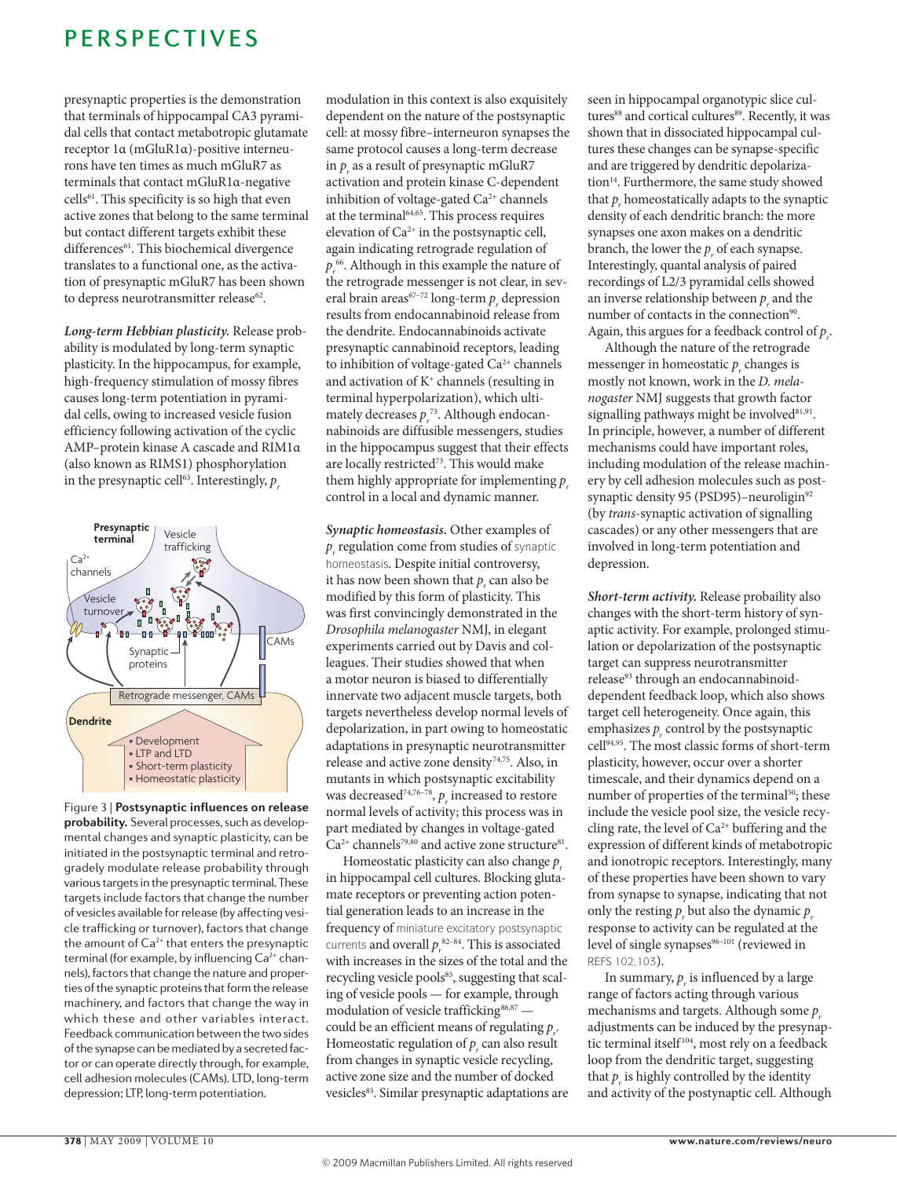presynaptic properties is the demonstration that terminals of hippocampal CA3 pyramidal cells that contact metabotropic glutamate receptor 1α (mGluR1α)-positive interneurons have ten times as much mGluR7 as terminals that contact mGluR1α-negative cells[61]. This specificity is so high that even active zones that belong to the same terminal but contact different targets exhibit these differences[61]. This biochemical divergence translates to a functional one, as the activation of presynaptic mGluR7 has been shown to depress neurotransmitter release[62].

***Long-term Hebbian plasticity.*** Release probability is modulated by long-term synaptic plasticity. In the hippocampus, for example, high-frequency stimulation of mossy fibres causes long-term potentiation in pyramidal cells, owing to increased vesicle fusion efficiency following activation of the cyclic AMP–protein kinase A cascade and RIM1α (also known as RIMS1) phosphorylation in the presynaptic cell[63]. Interestingly, $p_r$ modulation in this context is also exquisitely dependent on the nature of the postsynaptic cell: at mossy fibre–interneuron synapses the same protocol causes a long-term decrease in $p_r$ as a result of presynaptic mGluR7 activation and protein kinase C-dependent inhibition of voltage-gated $Ca^{2+}$ channels at the terminal[64,65]. This process requires elevation of $Ca^{2+}$ in the postsynaptic cell, again indicating retrograde regulation of $p_r$[66]. Although in this example the nature of the retrograde messenger is not clear, in several brain areas[67–72] long-term $p_r$ depression results from endocannabinoid release from the dendrite. Endocannabinoids activate presynaptic cannabinoid receptors, leading to inhibition of voltage-gated $Ca^{2+}$ channels and activation of $K^+$ channels (resulting in terminal hyperpolarization), which ultimately decreases $p_r$[73]. Although endocannabinoids are diffusible messengers, studies in the hippocampus suggest that their effects are locally restricted[73]. This would make them highly appropriate for implementing $p_r$ control in a local and dynamic manner.

Figure 3 | **Postsynaptic influences on release probability.** Several processes, such as developmental changes and synaptic plasticity, can be initiated in the postsynaptic terminal and retrogradely modulate release probability through various targets in the presynaptic terminal. These targets include factors that change the number of vesicles available for release (by affecting vesicle trafficking or turnover), factors that change the amount of $Ca^{2+}$ that enters the presynaptic terminal (for example, by influencing $Ca^{2+}$ channels), factors that change the nature and properties of the synaptic proteins that form the release machinery, and factors that change the way in which these and other variables interact. Feedback communication between the two sides of the synapse can be mediated by a secreted factor or can operate directly through, for example, cell adhesion molecules (CAMs). LTD, long-term depression; LTP, long-term potentiation.

***Synaptic homeostasis.*** Other examples of $p_r$ regulation come from studies of synaptic homeostasis. Despite initial controversy, it has now been shown that $p_r$ can also be modified by this form of plasticity. This was first convincingly demonstrated in the *Drosophila melanogaster* NMJ, in elegant experiments carried out by Davis and colleagues. Their studies showed that when a motor neuron is biased to differentially innervate two adjacent muscle targets, both targets nevertheless develop normal levels of depolarization, in part owing to homeostatic adaptations in presynaptic neurotransmitter release and active zone density[74,75]. Also, in mutants in which postsynaptic excitability was decreased[74,76–78], $p_r$ increased to restore normal levels of activity; this process was in part mediated by changes in voltage-gated $Ca^{2+}$ channels[79,80] and active zone structure[81].

Homeostatic plasticity can also change $p_r$ in hippocampal cell cultures. Blocking glutamate receptors or preventing action potential generation leads to an increase in the frequency of miniature excitatory postsynaptic currents and overall $p_r$[82–84]. This is associated with increases in the sizes of the total and the recycling vesicle pools[85], suggesting that scaling of vesicle pools — for example, through modulation of vesicle trafficking[86,87] — could be an efficient means of regulating $p_r$. Homeostatic regulation of $p_r$ can also result from changes in synaptic vesicle recycling, active zone size and the number of docked vesicles[85]. Similar presynaptic adaptations are seen in hippocampal organotypic slice cultures[88] and cortical cultures[89]. Recently, it was shown that in dissociated hippocampal cultures these changes can be synapse-specific and are triggered by dendritic depolarization[14]. Furthermore, the same study showed that $p_r$ homeostatically adapts to the synaptic density of each dendritic branch: the more synapses one axon makes on a dendritic branch, the lower the $p_r$ of each synapse. Interestingly, quantal analysis of paired recordings of L2/3 pyramidal cells showed an inverse relationship between $p_r$ and the number of contacts in the connection[90]. Again, this argues for a feedback control of $p_r$.

Although the nature of the retrograde messenger in homeostatic $p_r$ changes is mostly not known, work in the *D. melanogaster* NMJ suggests that growth factor signalling pathways might be involved[81,91]. In principle, however, a number of different mechanisms could have important roles, including modulation of the release machinery by cell adhesion molecules such as postsynaptic density 95 (PSD95)–neuroligin[92] (by *trans*-synaptic activation of signalling cascades) or any other messengers that are involved in long-term potentiation and depression.

***Short-term activity.*** Release probaility also changes with the short-term history of synaptic activity. For example, prolonged stimulation or depolarization of the postsynaptic target can suppress neurotransmitter release[93] through an endocannabinoid-dependent feedback loop, which also shows target cell heterogeneity. Once again, this emphasizes $p_r$ control by the postsynaptic cell[94,95]. The most classic forms of short-term plasticity, however, occur over a shorter timescale, and their dynamics depend on a number of properties of the terminal[50]; these include the vesicle pool size, the vesicle recycling rate, the level of $Ca^{2+}$ buffering and the expression of different kinds of metabotropic and ionotropic receptors. Interestingly, many of these properties have been shown to vary from synapse to synapse, indicating that not only the resting $p_r$ but also the dynamic $p_r$ response to activity can be regulated at the level of single synapses[96–101] (reviewed in REFS 102,103).

In summary, $p_r$ is influenced by a large range of factors acting through various mechanisms and targets. Although some $p_r$ adjustments can be induced by the presynaptic terminal itself[104], most rely on a feedback loop from the dendritic target, suggesting that $p_r$ is highly controlled by the identity and activity of the postsynaptic cell. Although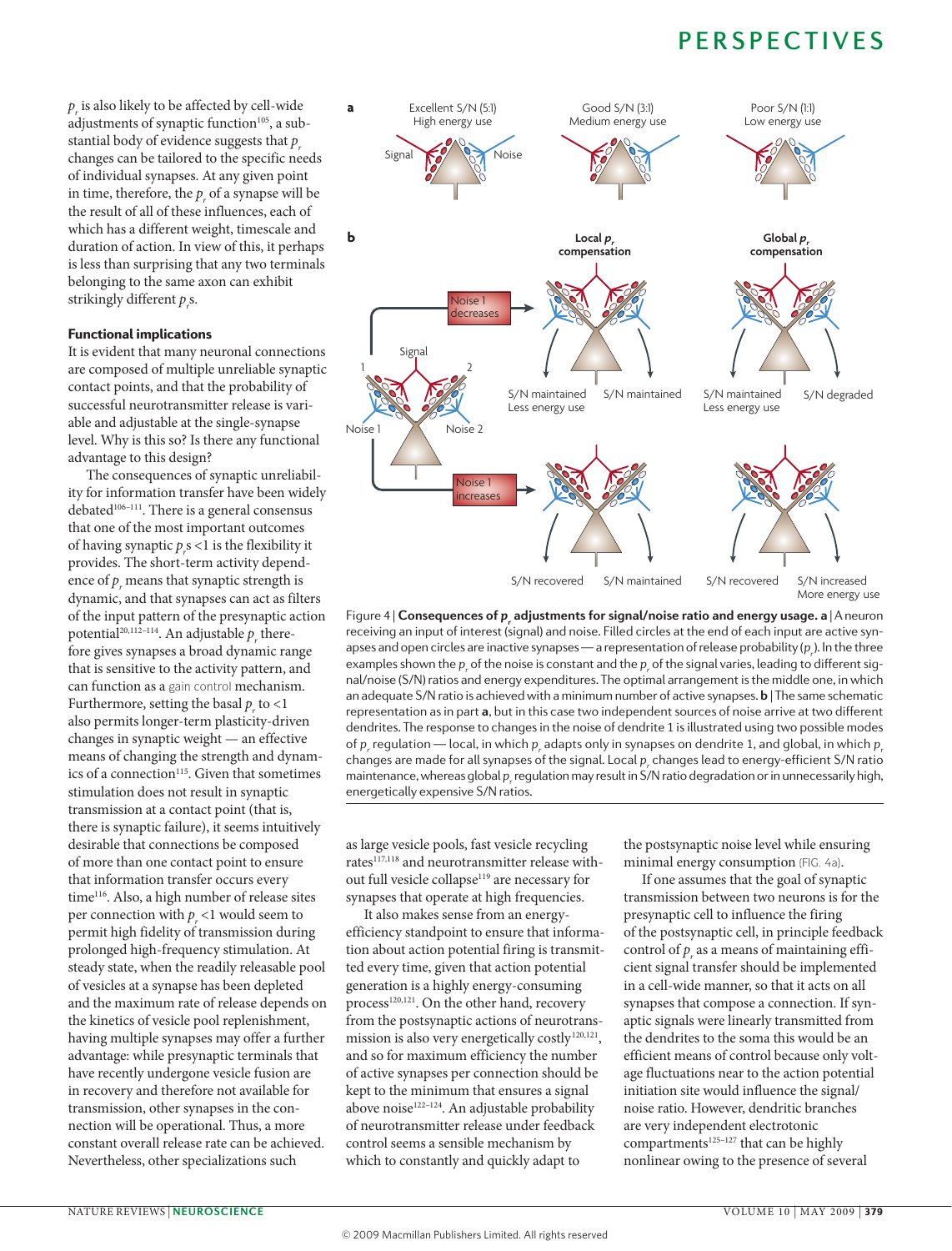$p_r$ is also likely to be affected by cell-wide adjustments of synaptic function[105], a substantial body of evidence suggests that $p_r$ changes can be tailored to the specific needs of individual synapses. At any given point in time, therefore, the $p_r$ of a synapse will be the result of all of these influences, each of which has a different weight, timescale and duration of action. In view of this, it perhaps is less than surprising that any two terminals belonging to the same axon can exhibit strikingly different $p_r$s.

### Functional implications

It is evident that many neuronal connections are composed of multiple unreliable synaptic contact points, and that the probability of successful neurotransmitter release is variable and adjustable at the single-synapse level. Why is this so? Is there any functional advantage to this design?

The consequences of synaptic unreliability for information transfer have been widely debated[106–111]. There is a general consensus that one of the most important outcomes of having synaptic $p_r$s <1 is the flexibility it provides. The short-term activity dependence of $p_r$ means that synaptic strength is dynamic, and that synapses can act as filters of the input pattern of the presynaptic action potential[20,112–114]. An adjustable $p_r$ therefore gives synapses a broad dynamic range that is sensitive to the activity pattern, and can function as a gain control mechanism. Furthermore, setting the basal $p_r$ to <1 also permits longer-term plasticity-driven changes in synaptic weight — an effective means of changing the strength and dynamics of a connection[115]. Given that sometimes stimulation does not result in synaptic transmission at a contact point (that is, there is synaptic failure), it seems intuitively desirable that connections be composed of more than one contact point to ensure that information transfer occurs every time[116]. Also, a high number of release sites per connection with $p_r$ <1 would seem to permit high fidelity of transmission during prolonged high-frequency stimulation. At steady state, when the readily releasable pool of vesicles at a synapse has been depleted and the maximum rate of release depends on the kinetics of vesicle pool replenishment, having multiple synapses may offer a further advantage: while presynaptic terminals that have recently undergone vesicle fusion are in recovery and therefore not available for transmission, other synapses in the connection will be operational. Thus, a more constant overall release rate can be achieved. Nevertheless, other specializations such as large vesicle pools, fast vesicle recycling rates[117,118] and neurotransmitter release without full vesicle collapse[119] are necessary for synapses that operate at high frequencies.

It also makes sense from an energy-efficiency standpoint to ensure that information about action potential firing is transmitted every time, given that action potential generation is a highly energy-consuming process[120,121]. On the other hand, recovery from the postsynaptic actions of neurotransmission is also very energetically costly[120,121], and so for maximum efficiency the number of active synapses per connection should be kept to the minimum that ensures a signal above noise[122–124]. An adjustable probability of neurotransmitter release under feedback control seems a sensible mechanism by which to constantly and quickly adapt to the postsynaptic noise level while ensuring minimal energy consumption (FIG. 4a).

If one assumes that the goal of synaptic transmission between two neurons is for the presynaptic cell to influence the firing of the postsynaptic cell, in principle feedback control of $p_r$ as a means of maintaining efficient signal transfer should be implemented in a cell-wide manner, so that it acts on all synapses that compose a connection. If synaptic signals were linearly transmitted from the dendrites to the soma this would be an efficient means of correcting because only voltage fluctuations near to the action potential initiation site would influence the signal/noise ratio. However, dendritic branches are very independent electrotonic compartments[125–127] that can be highly nonlinear owing to the presence of several

Figure 4 | **Consequences of $p_r$ adjustments for signal/noise ratio and energy usage. a** | A neuron receiving an input of interest (signal) and noise. Filled circles at the end of each input are active synapses and open circles are inactive synapses — a representation of release probability ($p_r$). In the three examples shown the $p_r$ of the noise is constant and the $p_r$ of the signal varies, leading to different signal/noise (S/N) ratios and energy expenditures. The optimal arrangement is the middle one, in which an adequate S/N ratio is achieved with a minimum number of active synapses. **b** | The same schematic representation as in part **a**, but in this case two independent sources of noise arrive at two different dendrites. The response to changes in the noise of dendrite 1 is illustrated using two possible modes of $p_r$ regulation — local, in which $p_r$ adapts only in synapses on dendrite 1, and global, in which $p_r$ changes are made for all synapses of the signal. Local $p_r$ changes lead to energy-efficient S/N ratio maintenance, whereas global $p_r$ regulation may result in S/N ratio degradation or in unnecessarily high, energetically expensive S/N ratios.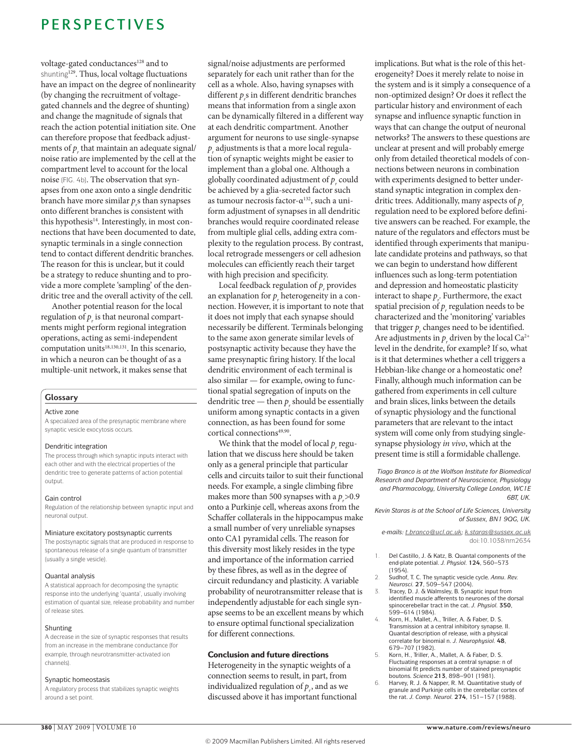voltage-gated conductances[128] and to shunting[129]. Thus, local voltage fluctuations have an impact on the degree of nonlinearity (by changing the recruitment of voltage-gated channels and the degree of shunting) and change the magnitude of signals that reach the action potential initiation site. One can therefore propose that feedback adjustments of $p_r$ that maintain an adequate signal/noise ratio are implemented by the cell at the compartment level to account for the local noise (FIG. 4b). The observation that synapses from one axon onto a single dendritic branch have more similar $p_r$s than synapses onto different branches is consistent with this hypothesis[14]. Interestingly, in most connections that have been documented to date, synaptic terminals in a single connection tend to contact different dendritic branches. The reason for this is unclear, but it could be a strategy to reduce shunting and to provide a more complete 'sampling' of the dendritic tree and the overall activity of the cell.

Another potential reason for the local regulation of $p_r$ is that neuronal compartments might perform regional integration operations, acting as semi-independent computation units[18,130,131]. In this scenario, in which a neuron can be thought of as a multiple-unit network, it makes sense that signal/noise adjustments are performed separately for each unit rather than for the cell as a whole. Also, having synapses with different $p_r$s in different dendritic branches means that information from a single axon can be dynamically filtered in a different way at each dendritic compartment. Another argument for neurons to use single-synapse $p_r$ adjustments is that a more local regulation of synaptic weights might be easier to implement than a global one. Although a globally coordinated adjustment of $p_r$ could be achieved by a glia-secreted factor such as tumour necrosis factor-α[132], such a uniform adjustment of synapses in all dendritic branches would require coordinated release from multiple glial cells, adding extra complexity to the regulation process. By contrast, local retrograde messengers or cell adhesion molecules can efficiently reach their target with high precision and specificity.

Local feedback regulation of $p_r$ provides an explanation for $p_r$ heterogeneity in a connection. However, it is important to note that it does not imply that each synapse should necessarily be different. Terminals belonging to the same axon generate similar levels of postsynaptic activity because they have the same presynaptic firing history. If the local dendritic environment of each terminal is also similar — for example, owing to functional spatial segregation of inputs on the dendritic tree — then $p_r$ should be essentially uniform among synaptic contacts in a given connection, as has been found for some cortical connections[49,90].

We think that the model of local $p_r$ regulation that we discuss here should be taken only as a general principle that particular cells and circuits tailor to suit their functional needs. For example, a single climbing fibre makes more than 500 synapses with a $p_r$>0.9 onto a Purkinje cell, whereas axons from the Schaffer collaterals in the hippocampus make a small number of very unreliable synapses onto CA1 pyramidal cells. The reason for this diversity most likely resides in the type and importance of the information carried by these fibres, as well as in the degree of circuit redundancy and plasticity. A variable probability of neurotransmitter release that is independently adjustable for each single synapse seems to be an excellent means by which to ensure optimal functional specialization for different connections.

## Conclusion and future directions

Heterogeneity in the synaptic weights of a connection seems to result, in part, from individualized regulation of $p_r$, and as we discussed above it has important functional implications. But what is the role of this heterogeneity? Does it merely relate to noise in the system and is it simply a consequence of a non-optimized design? Or does it reflect the particular history and environment of each synapse and influence synaptic function in ways that can change the output of neuronal networks? The answers to these questions are unclear at present and will probably emerge only from detailed theoretical models of connections between neurons in combination with experiments designed to better understand synaptic integration in complex dendritic trees. Additionally, many aspects of $p_r$ regulation need to be explored before definitive answers can be reached. For example, the nature of the regulators and effectors must be identified through experiments that manipulate candidate proteins and pathways, so that we can begin to understand how different influences such as long-term potentiation and depression and homeostatic plasticity interact to shape $p_r$. Furthermore, the exact spatial precision of $p_r$ regulation needs to be characterized and the 'monitoring' variables that trigger $p_r$ changes need to be identified. Are adjustments in $p_r$ driven by the local $Ca^{2+}$ level in the dendrite, for example? If so, what is it that determines whether a cell triggers a Hebbian-like change or a homeostatic one? Finally, although much information can be gathered from experiments in cell culture and brain slices, links between the details of synaptic physiology and the functional parameters that are relevant to the intact system will come only from studying single-synapse physiology *in vivo*, which at the present time is still a formidable challenge.

*Tiago Branco is at the Wolfson Institute for Biomedical Research and Department of Neuroscience, Physiology and Pharmacology, University College London, WC1E 6BT, UK.*

*Kevin Staras is at the School of Life Sciences, University of Sussex, BN1 9QG, UK.*

*e-mails: t.branco@ucl.ac.uk; k.staras@sussex.ac.uk*
doi:10.1038/nrn2634

1. Del Castillo, J. & Katz, B. Quantal components of the end-plate potential. *J. Physiol.* **124**, 560–573 (1954).
2. Sudhof, T. C. The synaptic vesicle cycle. *Annu. Rev. Neurosci.* **27**, 509–547 (2004).
3. Tracey, D. J. & Walmsley, B. Synaptic input from identified muscle afferents to neurones of the dorsal spinocerebellar tract in the cat. *J. Physiol.* **350**, 599–614 (1984).
4. Korn, H., Mallet, A., Triller, A. & Faber, D. S. Transmission at a central inhibitory synapse. II. Quantal description of release, with a physical correlate for binomial n. *J. Neurophysiol.* **48**, 679–707 (1982).
5. Korn, H., Triller, A., Mallet, A. & Faber, D. S. Fluctuating responses at a central synapse: n of binomial fit predicts number of stained presynaptic boutons. *Science* **213**, 898–901 (1981).
6. Harvey, R. J. & Napper, R. M. Quantitative study of granule and Purkinje cells in the cerebellar cortex of the rat. *J. Comp. Neurol.* **274**, 151–157 (1988).

## Glossary

**Active zone**
A specialized area of the presynaptic membrane where synaptic vesicle exocytosis occurs.

**Dendritic integration**
The process through which synaptic inputs interact with each other and with the electrical properties of the dendritic tree to generate patterns of action potential output.

**Gain control**
Regulation of the relationship between synaptic input and neuronal output.

**Miniature excitatory postsynaptic currents**
The postsynaptic signals that are produced in response to spontaneous release of a single quantum of transmitter (usually a single vesicle).

**Quantal analysis**
A statistical approach for decomposing the synaptic response into the underlying 'quanta', usually involving estimation of quantal size, release probability and number of release sites.

**Shunting**
A decrease in the size of synaptic responses that results from an increase in the membrane conductance (for example, through neurotransmitter-activated ion channels).

**Synaptic homeostasis**
A regulatory process that stabilizes synaptic weights around a set point.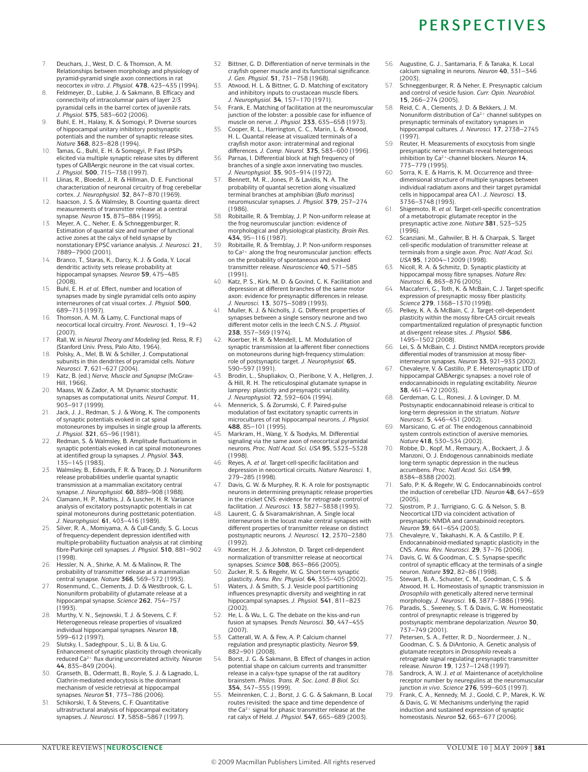7. Deuchars, J., West, D. C. & Thomson, A. M. Relationships between morphology and physiology of pyramid-pyramid single axon connections in rat neocortex *in vitro*. *J. Physiol.* **478**, 423–435 (1994).
8. Feldmeyer, D., Lubke, J. & Sakmann, B. Efficacy and connectivity of intracolumnar pairs of layer 2/3 pyramidal cells in the barrel cortex of juvenile rats. *J. Physiol.* **575**, 583–602 (2006).
9. Buhl, E. H., Halasy, K. & Somogyi, P. Diverse sources of hippocampal unitary inhibitory postsynaptic potentials and the number of synaptic release sites. *Nature* **368**, 823–828 (1994).
10. Tamas, G., Buhl, E. H. & Somogyi, P. Fast IPSPs elicited via multiple synaptic release sites by different types of GABAergic neurone in the cat visual cortex. *J. Physiol.* **500**, 715–738 (1997).
11. Llinas, R., Bloedel, J. R. & Hillman, D. E. Functional characterization of neuronal circuitry of frog cerebellar cortex. *J. Neurophysiol.* **32**, 847–870 (1969).
12. Isaacson, J. S. & Walmsley, B. Counting quanta: direct measurements of transmitter release at a central synapse. *Neuron* **15**, 875–884 (1995).
13. Meyer, A. C., Neher, E. & Schneggenburger, R. Estimation of quantal size and number of functional active zones at the calyx of held synapse by nonstationary EPSC variance analysis. *J. Neurosci.* **21**, 7889–7900 (2001).
14. Branco, T., Staras, K., Darcy, K. J. & Goda, Y. Local dendritic activity sets release probability at hippocampal synapses. *Neuron* **59**, 475–485 (2008).
15. Buhl, E. H. *et al.* Effect, number and location of synapses made by single pyramidal cells onto aspiny interneurones of cat visual cortex. *J. Physiol.* **500**, 689–713 (1997).
16. Thomson, A. M. & Lamy, C. Functional maps of neocortical local circuitry. *Front. Neurosci.* **1**, 19–42 (2007).
17. Rall, W. in *Neural Theory and Modeling* (ed. Reiss, R. F.) (Stanford Univ. Press, Palo Alto, 1964).
18. Polsky, A., Mel, B. W. & Schiller, J. Computational subunits in thin dendrites of pyramidal cells. *Nature Neurosci.* **7**, 621–627 (2004).
19. Katz, B. (ed.) *Nerve, Muscle and Synapse* (McGraw-Hill, 1966).
20. Maass, W. & Zador, A. M. Dynamic stochastic synapses as computational units. *Neural Comput.* **11**, 903–917 (1999).
21. Jack, J. J., Redman, S. J. & Wong, K. The components of synaptic potentials evoked in cat spinal motoneurones by impulses in single group Ia afferents. *J. Physiol.* **321**, 65–96 (1981).
22. Redman, S. & Walmsley, B. Amplitude fluctuations in synaptic potentials evoked in cat spinal motoneurones at identified group Ia synapses. *J. Physiol.* **343**, 135–145 (1983).
23. Walmsley, B., Edwards, F. R. & Tracey, D. J. Nonuniform release probabilities underlie quantal synaptic transmission at a mammalian excitatory central synapse. *J. Neurophysiol.* **60**, 889–908 (1988).
24. Clamann, H. P., Mathis, J. & Luscher, H. R. Variance analysis of excitatory postsynaptic potentials in cat spinal motoneurons during posttetanic potentiation. *J. Neurophysiol.* **61**, 403–416 (1989).
25. Silver, R. A., Momiyama, A. & Cull-Candy, S. G. Locus of frequency-dependent depression identified with multiple-probability fluctuation analysis at rat climbing fibre-Purkinje cell synapses. *J. Physiol.* **510**, 881–902 (1998).
26. Hessler, N. A., Shirke, A. M. & Malinow, R. The probability of transmitter release at a mammalian central synapse. *Nature* **366**, 569–572 (1993).
27. Rosenmund, C., Clements, J. D. & Westbrook, G. L. Nonuniform probability of glutamate release at a hippocampal synapse. *Science* **262**, 754–757 (1993).
28. Murthy, V. N., Sejnowski, T. J. & Stevens, C. F. Heterogeneous release properties of visualized individual hippocampal synapses. *Neuron* **18**, 599–612 (1997).
29. Slutsky, I., Sadeghpour, S., Li, B. & Liu, G. Enhancement of synaptic plasticity through chronically reduced $Ca^{2+}$ flux during uncorrelated activity. *Neuron* **44**, 835–849 (2004).
30. Granseth, B., Odermatt, B., Royle, S. J. & Lagnado, L. Clathrin-mediated endocytosis is the dominant mechanism of vesicle retrieval at hippocampal synapses. *Neuron* **51**, 773–786 (2006).
31. Schikorski, T. & Stevens, C. F. Quantitative ultrastructural analysis of hippocampal excitatory synapses. *J. Neurosci.* **17**, 5858–5867 (1997).
32. Bittner, G. D. Differentiation of nerve terminals in the crayfish opener muscle and its functional significance. *J. Gen. Physiol.* **51**, 731–758 (1968).
33. Atwood, H. L. & Bittner, G. D. Matching of excitatory and inhibitory inputs to crustacean muscle fibers. *J. Neurophysiol.* **34**, 157–170 (1971).
34. Frank, E. Matching of facilitation at the neuromuscular junction of the lobster: a possible case for influence of muscle on nerve. *J. Physiol.* **233**, 635–658 (1973).
35. Cooper, R. L., Harrington, C. C., Marin, L. & Atwood, H. L. Quantal release at visualized terminals of a crayfish motor axon: intraterminal and regional differences. *J. Comp. Neurol.* **375**, 583–600 (1996).
36. Parnas, I. Differential block at high frequency of branches of a single axon innervating two muscles. *J. Neurophysiol.* **35**, 903–914 (1972).
37. Bennett, M. R., Jones, P. & Lavidis, N. A. The probability of quantal secretion along visualized terminal branches at amphibian (*Bufo marinus*) neuromuscular synapses. *J. Physiol.* **379**, 257–274 (1986).
38. Robitaille, R. & Tremblay, J. P. Non-uniform release at the frog neuromuscular junction: evidence of morphological and physiological plasticity. *Brain Res.* **434**, 95–116 (1987).
39. Robitaille, R. & Tremblay, J. P. Non-uniform responses to $Ca^{2+}$ along the frog neuromuscular junction: effects on the probability of spontaneous and evoked transmitter release. *Neuroscience* **40**, 571–585 (1991).
40. Katz, P. S., Kirk, M. D. & Govind, C. K. Facilitation and depression at different branches of the same motor axon: evidence for presynaptic differences in release. *J. Neurosci.* **13**, 3075–3089 (1993).
41. Muller, K. J. & Nicholls, J. G. Different properties of synapses between a single sensory neurone and two different motor cells in the leech C.N.S. *J. Physiol.* **238**, 357–369 (1974).
42. Koerber, H. R. & Mendell, L. M. Modulation of synaptic transmission at Ia-afferent fiber connections on motoneurons during high-frequency stimulation: role of postsynaptic target. *J. Neurophysiol.* **65**, 590–597 (1991).
43. Brodin, L., Shupliakov, O., Pieribone, V. A., Hellgren, J. & Hill, R. H. The reticulospinal glutamate synapse in lamprey: plasticity and presynaptic variability. *J. Neurophysiol.* **72**, 592–604 (1994).
44. Mennerick, S. & Zorumski, C. F. Paired-pulse modulation of fast excitatory synaptic currents in microcultures of rat hippocampal neurons. *J. Physiol.* **488**, 85–101 (1995).
45. Markram, H., Wang, Y. & Tsodyks, M. Differential signaling via the same axon of neocortical pyramidal neurons. *Proc. Natl Acad. Sci. USA* **95**, 5323–5328 (1998).
46. Reyes, A. *et al.* Target-cell-specific facilitation and depression in neocortical circuits. *Nature Neurosci.* **1**, 279–285 (1998).
47. Davis, G. W. & Murphey, R. K. A role for postsynaptic neurons in determining presynaptic release properties in the cricket CNS: evidence for retrograde control of facilitation. *J. Neurosci.* **13**, 3827–3838 (1993).
48. Laurent, G. & Sivaramakrishnan, A. Single local interneurons in the locust make central synapses with different properties of transmitter release on distinct postsynaptic neurons. *J. Neurosci.* **12**, 2370–2380 (1992).
49. Koester, H. J. & Johnston, D. Target cell-dependent normalization of transmitter release at neocortical synapses. *Science* **308**, 863–866 (2005).
50. Zucker, R. S. & Regehr, W. G. Short-term synaptic plasticity. *Annu. Rev. Physiol.* **64**, 355–405 (2002).
51. Waters, J. & Smith, S. J. Vesicle pool partitioning influences presynaptic diversity and weighting in rat hippocampal synapses. *J. Physiol.* **541**, 811–823 (2002).
52. He, L. & Wu, L. G. The debate on the kiss-and-run fusion at synapses. *Trends Neurosci.* **30**, 447–455 (2007).
53. Catterall, W. A. & Few, A. P. Calcium channel regulation and presynaptic plasticity. *Neuron* **59**, 882–901 (2008).
54. Borst, J. G. & Sakmann, B. Effect of changes in action potential shape on calcium currents and transmitter release in a calyx-type synapse of the rat auditory brainstem. *Philos. Trans. R. Soc. Lond. B Biol. Sci.* **354**, 347–355 (1999).
55. Meinrenken, C. J., Borst, J. G. G. & Sakmann, B. Local routes revisited: the space and time dependence of the $Ca^{2+}$ signal for phasic transmitter release at the rat calyx of Held. *J. Physiol.* **547**, 665–689 (2003).
56. Augustine, G. J., Santamaria, F. & Tanaka, K. Local calcium signaling in neurons. *Neuron* **40**, 331–346 (2003).
57. Schneggenburger, R. & Neher, E. Presynaptic calcium and control of vesicle fusion. *Curr. Opin. Neurobiol.* **15**, 266–274 (2005).
58. Reid, C. A., Clements, J. D. & Bekkers, J. M. Nonuniform distribution of $Ca^{2+}$ channel subtypes on presynaptic terminals of excitatory synapses in hippocampal cultures. *J. Neurosci.* **17**, 2738–2745 (1997).
59. Reuter, H. Measurements of exocytosis from single presynaptic nerve terminals reveal heterogeneous inhibition by $Ca^{2+}$-channel blockers. *Neuron* **14**, 773–779 (1995).
60. Sorra, K. E. & Harris, K. M. Occurrence and three-dimensional structure of multiple synapses between individual radiatum axons and their target pyramidal cells in hippocampal area CA1. *J. Neurosci.* **13**, 3736–3748 (1993).
61. Shigemoto, R. *et al.* Target-cell-specific concentration of a metabotropic glutamate receptor in the presynaptic active zone. *Nature* **381**, 523–525 (1996).
62. Scanziani, M., Gahwiler, B. H. & Charpak, S. Target cell-specific modulation of transmitter release at terminals from a single axon. *Proc. Natl Acad. Sci. USA* **95**, 12004–12009 (1998).
63. Nicoll, R. A. & Schmitz, D. Synaptic plasticity at hippocampal mossy fibre synapses. *Nature Rev. Neurosci.* **6**, 863–876 (2005).
64. Maccaferri, G., Toth, K. & McBain, C. J. Target-specific expression of presynaptic mossy fiber plasticity. *Science* **279**, 1368–1370 (1998).
65. Pelkey, K. A. & McBain, C. J. Target-cell-dependent plasticity within the mossy fibre-CA3 circuit reveals compartmentalized regulation of presynaptic function at divergent release sites. *J. Physiol.* **586**, 1495–1502 (2008).
66. Lei, S. & McBain, C. J. Distinct NMDA receptors provide differential modes of transmission at mossy fiber-interneuron synapses. *Neuron* **33**, 921–933 (2002).
67. Chevaleyre, V. & Castillo, P. E. Heterosynaptic LTD of hippocampal GABAergic synapses: a novel role of endocannabinoids in regulating excitability. *Neuron* **38**, 461–472 (2003).
68. Gerdeman, G. L., Ronesi, J. & Lovinger, D. M. Postsynaptic endocannabinoid release is critical to long-term depression in the striatum. *Nature Neurosci.* **5**, 446–451 (2002).
69. Marsicano, G. *et al.* The endogenous cannabinoid system controls extinction of aversive memories. *Nature* **418**, 530–534 (2002).
70. Robbe, D., Kopf, M., Remaury, A., Bockaert, J. & Manzoni, O. J. Endogenous cannabinoids mediate long-term synaptic depression in the nucleus accumbens. *Proc. Natl Acad. Sci. USA* **99**, 8384–8388 (2002).
71. Safo, P. K. & Regehr, W. G. Endocannabinoids control the induction of cerebellar LTD. *Neuron* **48**, 647–659 (2005).
72. Sjostrom, P. J., Turrigiano, G. G. & Nelson, S. B. Neocortical LTD via coincident activation of presynaptic NMDA and cannabinoid receptors. *Neuron* **39**, 641–654 (2003).
73. Chevaleyre, V., Takahashi, K. A. & Castillo, P. E. Endocannabinoid-mediated synaptic plasticity in the CNS. *Annu. Rev. Neurosci.* **29**, 37–76 (2006).
74. Davis, G. W. & Goodman, C. S. Synapse-specific control of synaptic efficacy at the terminals of a single neuron. *Nature* **392**, 82–86 (1998).
75. Stewart, B. A., Schuster, C. M., Goodman, C. S. & Atwood, H. L. Homeostasis of synaptic transmission in *Drosophila* with genetically altered nerve terminal morphology. *J. Neurosci.* **16**, 3877–3886 (1996).
76. Paradis, S., Sweeney, S. T. & Davis, G. W. Homeostatic control of presynaptic release is triggered by postsynaptic membrane depolarization. *Neuron* **30**, 737–749 (2001).
77. Petersen, S. A., Fetter, R. D., Noordermeer, J. N., Goodman, C. S. & DiAntonio, A. Genetic analysis of glutamate receptors in *Drosophila* reveals a retrograde signal regulating presynaptic transmitter release. *Neuron* **19**, 1237–1248 (1997).
78. Sandrock, A. W. J. *et al.* Maintenance of acetylcholine receptor number by neuregulins at the neuromuscular junction *in vivo*. *Science* **276**, 599–603 (1997).
79. Frank, C. A., Kennedy, M. J., Goold, C. P., Marek, K. W. & Davis, G. W. Mechanisms underlying the rapid induction and sustained expression of synaptic homeostasis. *Neuron* **52**, 663–677 (2006).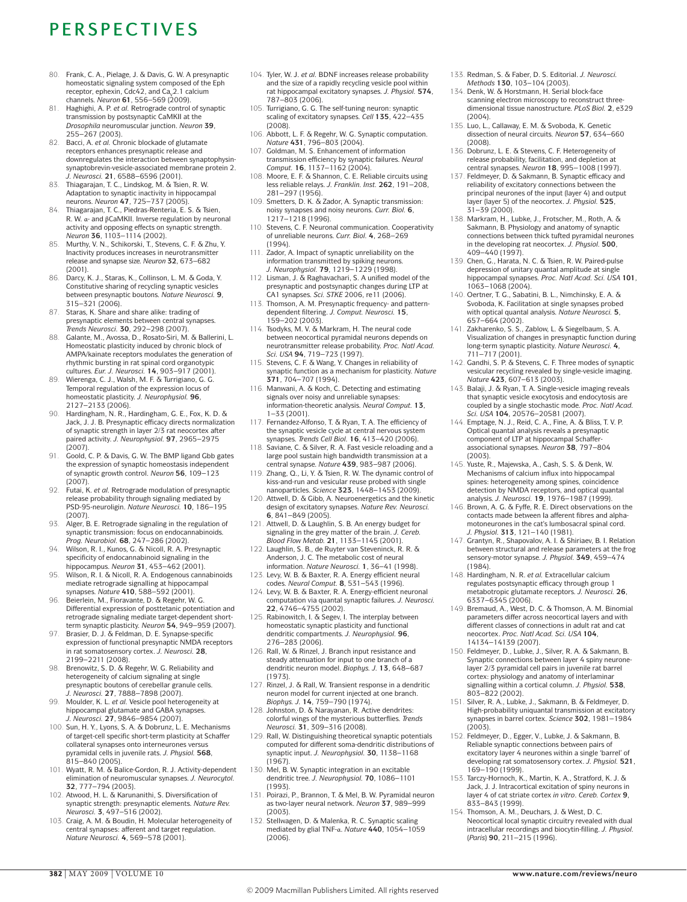80. Frank, C. A., Pielage, J. & Davis, G. W. A presynaptic homeostatic signaling system composed of the Eph receptor, ephexin, Cdc42, and $Ca_v2.1$ calcium channels. *Neuron* **61**, 556–569 (2009).
81. Haghighi, A. P. *et al.* Retrograde control of synaptic transmission by postsynaptic CaMKII at the *Drosophila* neuromuscular junction. *Neuron* **39**, 255–267 (2003).
82. Bacci, A. *et al.* Chronic blockade of glutamate receptors enhances presynaptic release and downregulates the interaction between synaptophysin-synaptobrevin-vesicle-associated membrane protein 2. *J. Neurosci.* **21**, 6588–6596 (2001).
83. Thiagarajan, T. C., Lindskog, M. & Tsien, R. W. Adaptation to synaptic inactivity in hippocampal neurons. *Neuron* **47**, 725–737 (2005).
84. Thiagarajan, T. C., Piedras-Renteria, E. S. & Tsien, R. W. α- and βCaMKII. Inverse regulation by neuronal activity and opposing effects on synaptic strength. *Neuron* **36**, 1103–1114 (2002).
85. Murthy, V. N., Schikorski, T., Stevens, C. F. & Zhu, Y. Inactivity produces increases in neurotransmitter release and synapse size. *Neuron* **32**, 673–682 (2001).
86. Darcy, K. J., Staras, K., Collinson, L. M. & Goda, Y. Constitutive sharing of recycling synaptic vesicles between presynaptic boutons. *Nature Neurosci.* **9**, 315–321 (2006).
87. Staras, K. Share and share alike: trading of presynaptic elements between central synapses. *Trends Neurosci.* **30**, 292–298 (2007).
88. Galante, M., Avossa, D., Rosato-Siri, M. & Ballerini, L. Homeostatic plasticity induced by chronic block of AMPA/kainate receptors modulates the generation of rhythmic bursting in rat spinal cord organotypic cultures. *Eur. J. Neurosci.* **14**, 903–917 (2001).
89. Wierenga, C. J., Walsh, M. F. & Turrigiano, G. G. Temporal regulation of the expression locus of homeostatic plasticity. *J. Neurophysiol.* **96**, 2127–2133 (2006).
90. Hardingham, N. R., Hardingham, G. E., Fox, K. D. & Jack, J. J. B. Presynaptic efficacy directs normalization of synaptic strength in layer 2/3 rat neocortex after paired activity. *J. Neurophysiol.* **97**, 2965–2975 (2007).
91. Goold, C. P. & Davis, G. W. The BMP ligand Gbb gates the expression of synaptic homeostasis independent of synaptic growth control. *Neuron* **56**, 109–123 (2007).
92. Futai, K. *et al.* Retrograde modulation of presynaptic release probability through signaling mediated by PSD-95-neuroligin. *Nature Neurosci.* **10**, 186–195 (2007).
93. Alger, B. E. Retrograde signaling in the regulation of synaptic transmission: focus on endocannabinoids. *Prog. Neurobiol.* **68**, 247–286 (2002).
94. Wilson, R. I., Kunos, G. & Nicoll, R. A. Presynaptic specificity of endocannabinoid signaling in the hippocampus. *Neuron* **31**, 453–462 (2001).
95. Wilson, R. I. & Nicoll, R. A. Endogenous cannabinoids mediate retrograde signalling at hippocampal synapses. *Nature* **410**, 588–592 (2001).
96. Beierlein, M., Fioravante, D. & Regehr, W. G. Differential expression of posttetanic potentiation and retrograde signaling mediate target-dependent short-term synaptic plasticity. *Neuron* **54**, 949–959 (2007).
97. Brasier, D. J. & Feldman, D. E. Synapse-specific expression of functional presynaptic NMDA receptors in rat somatosensory cortex. *J. Neurosci.* **28**, 2199–2211 (2008).
98. Brenowitz, S. D. & Regehr, W. G. Reliability and heterogeneity of calcium signaling at single presynaptic boutons of cerebellar granule cells. *J. Neurosci.* **27**, 7888–7898 (2007).
99. Moulder, K. L. *et al.* Vesicle pool heterogeneity at hippocampal glutamate and GABA synapses. *J. Neurosci.* **27**, 9846–9854 (2007).
100. Sun, H. Y., Lyons, S. A. & Dobrunz, L. E. Mechanisms of target-cell specific short-term plasticity at Schaffer collateral synapses onto interneurones versus pyramidal cells in juvenile rats. *J. Physiol.* **568**, 815–840 (2005).
101. Wyatt, R. M. & Balice-Gordon, R. J. Activity-dependent elimination of neuromuscular synapses. *J. Neurocytol.* **32**, 777–794 (2003).
102. Atwood, H. L. & Karunanithi, S. Diversification of synaptic strength: presynaptic elements. *Nature Rev. Neurosci.* **3**, 497–516 (2002).
103. Craig, A. M. & Boudin, H. Molecular heterogeneity of central synapses: afferent and target regulation. *Nature Neurosci.* **4**, 569–578 (2001).
104. Tyler, W. J. *et al.* BDNF increases release probability and the size of a rapidly recycling vesicle pool within rat hippocampal excitatory synapses. *J. Physiol.* **574**, 787–803 (2006).
105. Turrigiano, G. G. The self-tuning neuron: synaptic scaling of excitatory synapses. *Cell* **135**, 422–435 (2008).
106. Abbott, L. F. & Regehr, W. G. Synaptic computation. *Nature* **431**, 796–803 (2004).
107. Goldman, M. S. Enhancement of information transmission efficiency by synaptic failures. *Neural Comput.* **16**, 1137–1162 (2004).
108. Moore, E. F. & Shannon, C. E. Reliable circuits using less reliable relays. *J. Franklin. Inst.* **262**, 191–208, 281–297 (1956).
109. Smetters, D. K. & Zador, A. Synaptic transmission: noisy synapses and noisy neurons. *Curr. Biol.* **6**, 1217–1218 (1996).
110. Stevens, C. F. Neuronal communication. Cooperativity of unreliable neurons. *Curr. Biol.* **4**, 268–269 (1994).
111. Zador, A. Impact of synaptic unreliability on the information transmitted by spiking neurons. *J. Neurophysiol.* **79**, 1219–1229 (1998).
112. Lisman, J. & Raghavachari, S. A unified model of the presynaptic and postsynaptic changes during LTP at CA1 synapses. *Sci. STKE* 2006, re11 (2006).
113. Thomson, A. M. Presynaptic frequency- and pattern-dependent filtering. *J. Comput. Neurosci.* **15**, 159–202 (2003).
114. Tsodyks, M. V. & Markram, H. The neural code between neocortical pyramidal neurons depends on neurotransmitter release probability. *Proc. Natl Acad. Sci. USA* **94**, 719–723 (1997).
115. Stevens, C. F. & Wang, Y. Changes in reliability of synaptic function as a mechanism for plasticity. *Nature* **371**, 704–707 (1994).
116. Manwani, A. & Koch, C. Detecting and estimating signals over noisy and unreliable synapses: information-theoretic analysis. *Neural Comput.* **13**, 1–33 (2001).
117. Fernandez-Alfonso, T. & Ryan, T. A. The efficiency of the synaptic vesicle cycle at central nervous system synapses. *Trends Cell Biol.* **16**, 413–420 (2006).
118. Saviane, C. & Silver, R. A. Fast vesicle reloading and a large pool sustain high bandwidth transmission at a central synapse. *Nature* **439**, 983–987 (2006).
119. Zhang, Q., Li, Y. & Tsien, R. W. The dynamic control of kiss-and-run and vesicular reuse probed with single nanoparticles. *Science* **323**, 1448–1453 (2009).
120. Attwell, D. & Gibb, A. Neuroenergetics and the kinetic design of excitatory synapses. *Nature Rev. Neurosci.* **6**, 841–849 (2005).
121. Attwell, D. & Laughlin, S. B. An energy budget for signaling in the grey matter of the brain. *J. Cereb. Blood Flow Metab.* **21**, 1133–1145 (2001).
122. Laughlin, S. B., de Ruyter van Steveninck, R. R. & Anderson, J. C. The metabolic cost of neural information. *Nature Neurosci.* **1**, 36–41 (1998).
123. Levy, W. B. & Baxter, R. A. Energy efficient neural codes. *Neural Comput.* **8**, 531–543 (1996).
124. Levy, W. B. & Baxter, R. A. Energy-efficient neuronal computation via quantal synaptic failures. *J. Neurosci.* **22**, 4746–4755 (2002).
125. Rabinowitch, I. & Segev, I. The interplay between homeostatic synaptic plasticity and functional dendritic compartments. *J. Neurophysiol.* **96**, 276–283 (2006).
126. Rall, W. & Rinzel, J. Branch input resistance and steady attenuation for input to one branch of a dendritic neuron model. *Biophys. J.* **13**, 648–687 (1973).
127. Rinzel, J. & Rall, W. Transient response in a dendritic neuron model for current injected at one branch. *Biophys. J.* **14**, 759–790 (1974).
128. Johnston, D. & Narayanan, R. Active dendrites: colorful wings of the mysterious butterflies. *Trends Neurosci.* **31**, 309–316 (2008).
129. Rall, W. Distinguishing theoretical synaptic potentials computed for different soma-dendritic distributions of synaptic input. *J. Neurophysiol.* **30**, 1138–1168 (1967).
130. Mel, B. W. Synaptic integration in an excitable dendritic tree. *J. Neurophysiol.* **70**, 1086–1101 (1993).
131. Poirazi, P., Brannon, T. & Mel, B. W. Pyramidal neuron as two-layer neural network. *Neuron* **37**, 989–999 (2003).
132. Stellwagen, D. & Malenka, R. C. Synaptic scaling mediated by glial TNF-α. *Nature* **440**, 1054–1059 (2006).
133. Redman, S. & Faber, D. S. Editorial. *J. Neurosci. Methods* **130**, 103–104 (2003).
134. Denk, W. & Horstmann, H. Serial block-face scanning electron microscopy to reconstruct three-dimensional tissue nanostructure. *PLoS Biol.* **2**, e329 (2004).
135. Luo, L., Callaway, E. M. & Svoboda, K. Genetic dissection of neural circuits. *Neuron* **57**, 634–660 (2008).
136. Dobrunz, L. E. & Stevens, C. F. Heterogeneity of release probability, facilitation, and depletion at central synapses. *Neuron* **18**, 995–1008 (1997).
137. Feldmeyer, D. & Sakmann, B. Synaptic efficacy and reliability of excitatory connections between the principal neurones of the input (layer 4) and output layer (layer 5) of the neocortex. *J. Physiol.* **525**, 31–39 (2000).
138. Markram, H., Lubke, J., Frotscher, M., Roth, A. & Sakmann, B. Physiology and anatomy of synaptic connections between thick tufted pyramidal neurones in the developing rat neocortex. *J. Physiol.* **500**, 409–440 (1997).
139. Chen, G., Harata, N. C. & Tsien, R. W. Paired-pulse depression of unitary quantal amplitude at single hippocampal synapses. *Proc. Natl Acad. Sci. USA* **101**, 1063–1068 (2004).
140. Oertner, T. G., Sabatini, B. L., Nimchinsky, E. A. & Svoboda, K. Facilitation at single synapses probed with optical quantal analysis. *Nature Neurosci.* **5**, 657–664 (2002).
141. Zakharenko, S. S., Zablow, L. & Siegelbaum, S. A. Visualization of changes in presynaptic function during long-term synaptic plasticity. *Nature Neurosci.* **4**, 711–717 (2001).
142. Gandhi, S. P. & Stevens, C. F. Three modes of synaptic vesicular recycling revealed by single-vesicle imaging. *Nature* **423**, 607–613 (2003).
143. Balaji, J. & Ryan, T. A. Single-vesicle imaging reveals that synaptic vesicle exocytosis and endocytosis are coupled by a single stochastic mode. *Proc. Natl Acad. Sci. USA* **104**, 20576–20581 (2007).
144. Emptage, N. J., Reid, C. A., Fine, A. & Bliss, T. V. P. Optical quantal analysis reveals a presynaptic component of LTP at hippocampal Schaffer-associational synapses. *Neuron* **38**, 797–804 (2003).
145. Yuste, R., Majewska, A., Cash, S. S. & Denk, W. Mechanisms of calcium influx into hippocampal spines: heterogeneity among spines, coincidence detection by NMDA receptors, and optical quantal analysis. *J. Neurosci.* **19**, 1976–1987 (1999).
146. Brown, A. G. & Fyffe, R. E. Direct observations on the contacts made between Ia afferent fibres and alpha-motoneurones in the cat's lumbosacral spinal cord. *J. Physiol.* **313**, 121–140 (1981).
147. Grantyn, R., Shapovalov, A. I. & Shiriaev, B. I. Relation between structural and release parameters at the frog sensory-motor synapse. *J. Physiol.* **349**, 459–474 (1984).
148. Hardingham, N. R. *et al.* Extracellular calcium regulates postsynaptic efficacy through group 1 metabotropic glutamate receptors. *J. Neurosci.* **26**, 6337–6345 (2006).
149. Bremaud, A., West, D. C. & Thomson, A. M. Binomial parameters differ across neocortical layers and with different classes of connections in adult rat and cat neocortex. *Proc. Natl Acad. Sci. USA* **104**, 14134–14139 (2007).
150. Feldmeyer, D., Lubke, J., Silver, R. A. & Sakmann, B. Synaptic connections between layer 4 spiny neurone-layer 2/3 pyramidal cell pairs in juvenile rat barrel cortex: physiology and anatomy of interlaminar signalling within a cortical column. *J. Physiol.* **538**, 803–822 (2002).
151. Silver, R. A., Lubke, J., Sakmann, B. & Feldmeyer, D. High-probability uniquantal transmission at excitatory synapses in barrel cortex. *Science* **302**, 1981–1984 (2003).
152. Feldmeyer, D., Egger, V., Lubke, J. & Sakmann, B. Reliable synaptic connections between pairs of excitatory layer 4 neurones within a single 'barrel' of developing rat somatosensory cortex. *J. Physiol.* **521**, 169–190 (1999).
153. Tarczy-Hornoch, K., Martin, K. A., Stratford, K. J. & Jack, J. J. Intracortical excitation of spiny neurons in layer 4 of cat striate cortex *in vitro*. *Cereb. Cortex* **9**, 833–843 (1999).
154. Thomson, A. M., Deuchars, J. & West, D. C. Neocortical local synaptic circuitry revealed with dual intracellular recordings and biocytin-filling. *J. Physiol. (Paris)* **90**, 211–215 (1996).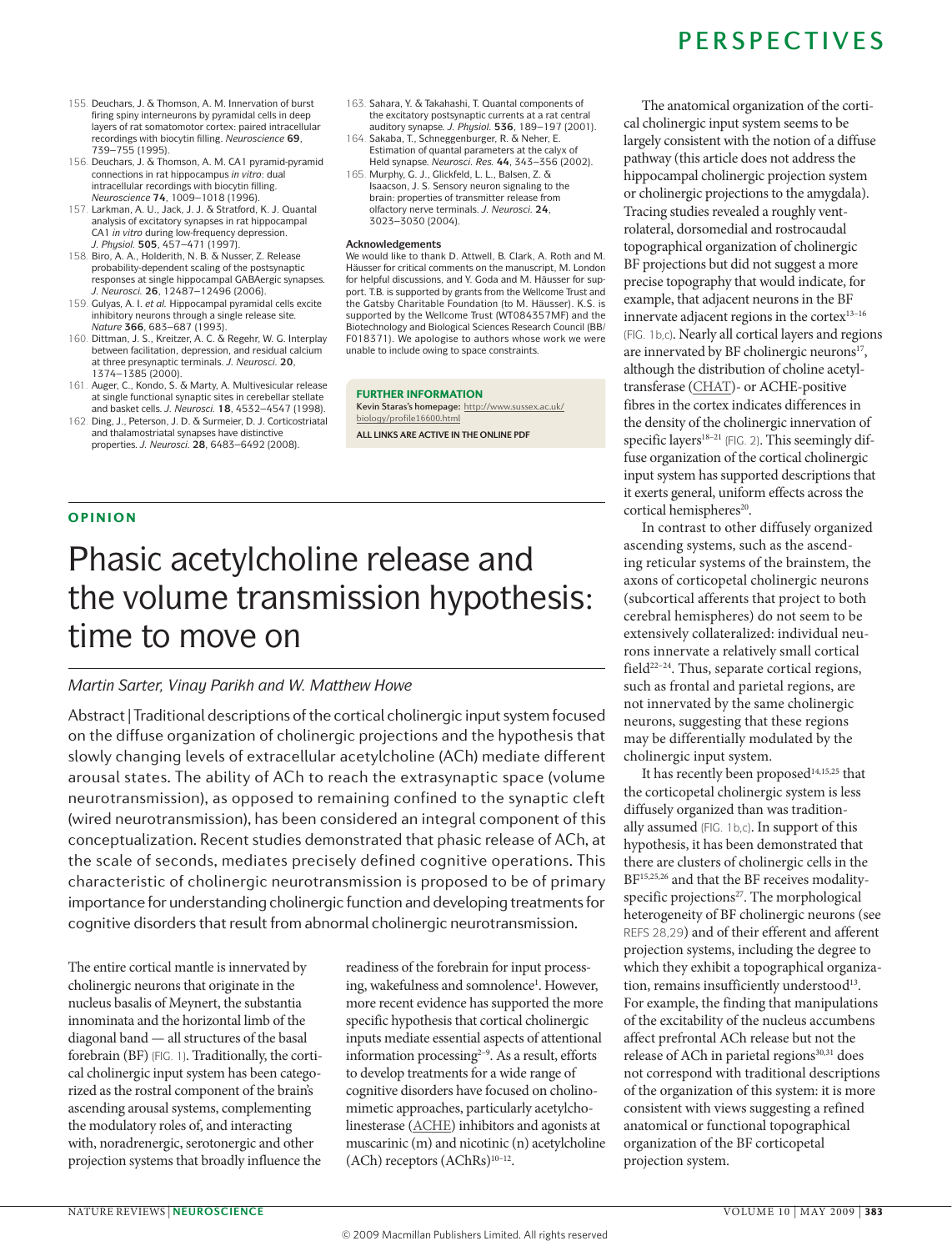155. Deuchars, J. & Thomson, A. M. Innervation of burst firing spiny interneurons by pyramidal cells in deep layers of rat somatomotor cortex: paired intracellular recordings with biocytin filling. *Neuroscience* **69**, 739–755 (1995).
156. Deuchars, J. & Thomson, A. M. CA1 pyramid-pyramid connections in rat hippocampus *in vitro*: dual intracellular recordings with biocytin filling. *Neuroscience* **74**, 1009–1018 (1996).
157. Larkman, A. U., Jack, J. J. & Stratford, K. J. Quantal analysis of excitatory synapses in rat hippocampal CA1 *in vitro* during low-frequency depression. *J. Physiol.* **505**, 457–471 (1997).
158. Biro, A. A., Holderith, N. B. & Nusser, Z. Release probability-dependent scaling of the postsynaptic responses at single hippocampal GABAergic synapses. *J. Neurosci.* **26**, 12487–12496 (2006).
159. Gulyas, A. I. *et al.* Hippocampal pyramidal cells excite inhibitory neurons through a single release site. *Nature* **366**, 683–687 (1993).
160. Dittman, J. S., Kreitzer, A. C. & Regehr, W. G. Interplay between facilitation, depression, and residual calcium at three presynaptic terminals. *J. Neurosci.* **20**, 1374–1385 (2000).
161. Auger, C., Kondo, S. & Marty, A. Multivesicular release at single functional synaptic sites in cerebellar stellate and basket cells. *J. Neurosci.* **18**, 4532–4547 (1998).
162. Ding, J., Peterson, J. D. & Surmeier, D. J. Corticostriatal and thalamostriatal synapses have distinctive properties. *J. Neurosci.* **28**, 6483–6492 (2008).
163. Sahara, Y. & Takahashi, T. Quantal components of the excitatory postsynaptic currents at a rat central auditory synapse. *J. Physiol.* **536**, 189–197 (2001).
164. Sakaba, T., Schneggenburger, R. & Neher, E. Estimation of quantal parameters at the calyx of Held synapse. *Neurosci. Res.* **44**, 343–356 (2002).
165. Murphy, G. J., Glickfeld, L. L., Balsen, Z. & Isaacson, J. S. Sensory neuron signaling to the brain: properties of transmitter release from olfactory nerve terminals. *J. Neurosci.* **24**, 3023–3030 (2004).

**Acknowledgements**
We would like to thank D. Attwell, B. Clark, A. Roth and M. Häusser for critical comments on the manuscript, M. London for helpful discussions, and Y. Goda and M. Häusser for support. T.B. is supported by grants from the Wellcome Trust and the Gatsby Charitable Foundation (to M. Häusser). K.S. is supported by the Wellcome Trust (WT084357MF) and the Biotechnology and Biological Sciences Research Council (BB/F018371). We apologise to authors whose work we were unable to include owing to space constraints.

**FURTHER INFORMATION**
Kevin Staras's homepage: http://www.sussex.ac.uk/biology/profile16600.html
ALL LINKS ARE ACTIVE IN THE ONLINE PDF

**OPINION**

# Phasic acetylcholine release and the volume transmission hypothesis: time to move on

*Martin Sarter, Vinay Parikh and W. Matthew Howe*

Abstract | Traditional descriptions of the cortical cholinergic input system focused on the diffuse organization of cholinergic projections and the hypothesis that slowly changing levels of extracellular acetylcholine (ACh) mediate different arousal states. The ability of ACh to reach the extrasynaptic space (volume neurotransmission), as opposed to remaining confined to the synaptic cleft (wired neurotransmission), has been considered an integral component of this conceptualization. Recent studies demonstrated that phasic release of ACh, at the scale of seconds, mediates precisely defined cognitive operations. This characteristic of cholinergic neurotransmission is proposed to be of primary importance for understanding cholinergic function and developing treatments for cognitive disorders that result from abnormal cholinergic neurotransmission.

The entire cortical mantle is innervated by cholinergic neurons that originate in the nucleus basalis of Meynert, the substantia innominata and the horizontal limb of the diagonal band — all structures of the basal forebrain (BF) (FIG. 1). Traditionally, the cortical cholinergic input system has been categorized as the rostral component of the brain's ascending arousal systems, complementing the modulatory roles of, and interacting with, noradrenergic, serotonergic and other projection systems that broadly influence the readiness of the forebrain for input processing, wakefulness and somnolence[1]. However, more recent evidence has supported the more specific hypothesis that cortical cholinergic inputs mediate essential aspects of attentional information processing[2–9]. As a result, efforts to develop treatments for a wide range of cognitive disorders have focused on cholinomimetic approaches, particularly acetylcholinesterase (ACHE) inhibitors and agonists at muscarinic (m) and nicotinic (n) acetylcholine (ACh) receptors (AChRs)[10–12].

The anatomical organization of the cortical cholinergic input system seems to be largely consistent with the notion of a diffuse pathway (this article does not address the hippocampal cholinergic projection system or cholinergic projections to the amygdala). Tracing studies revealed a roughly ventrolateral, dorsomedial and rostrocaudal topographical organization of cholinergic BF projections but did not suggest a more precise topography that would indicate, for example, that adjacent neurons in the BF innervate adjacent regions in the cortex[13–16] (FIG. 1b,c). Nearly all cortical layers and regions are innervated by BF cholinergic neurons[17], although the distribution of choline acetyltransferase (CHAT)- or ACHE-positive fibres in the cortex indicates differences in the density of the cholinergic innervation of specific layers[18–21] (FIG. 2). This seemingly diffuse organization of the cortical cholinergic input system has supported descriptions that it exerts general, uniform effects across the cortical hemispheres[20].

In contrast to other diffusely organized ascending systems, such as the ascending reticular systems of the brainstem, the axons of corticopetal cholinergic neurons (subcortical afferents that project to both cerebral hemispheres) do not seem to be extensively collateralized: individual neurons innervate a relatively small cortical field[22–24]. Thus, separate cortical regions, such as frontal and parietal regions, are not innervated by the same cholinergic neurons, suggesting that these regions may be differentially modulated by the cholinergic input system.

It has recently been proposed[14,15,25] that the corticopetal cholinergic system is less diffusely organized than was traditionally assumed (FIG. 1b,c). In support of this hypothesis, it has been demonstrated that there are clusters of cholinergic cells in the BF[15,25,26] and that the BF receives modality-specific projections[27]. The morphological heterogeneity of BF cholinergic neurons (see REFS 28,29) and of their efferent and afferent projection systems, including the degree to which they exhibit a topographical organization, remains insufficiently understood[13]. For example, the finding that manipulations of the excitability of the nucleus accumbens affect prefrontal ACh release but not the release of ACh in parietal regions[30,31] does not correspond with traditional descriptions of the organization of this system: it is more consistent with views suggesting a refined anatomical or functional topographical organization of the BF corticopetal projection system.